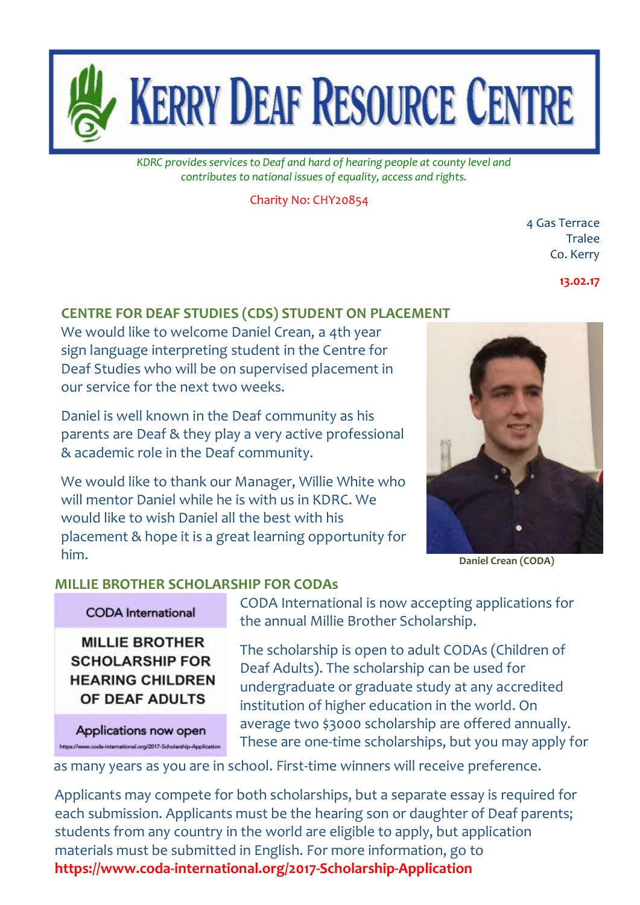# KERRY DEAF RESOURCE CENTRE

*KDRC provides services to Deaf and hard of hearing people at county level and contributes to national issues of equality, access and rights.*

Charity No: CHY20854

4 Gas Terrace
Tralee
Co. Kerry

**13.02.17**

## CENTRE FOR DEAF STUDIES (CDS) STUDENT ON PLACEMENT

We would like to welcome Daniel Crean, a 4th year sign language interpreting student in the Centre for Deaf Studies who will be on supervised placement in our service for the next two weeks.

Daniel is well known in the Deaf community as his parents are Deaf & they play a very active professional & academic role in the Deaf community.

We would like to thank our Manager, Willie White who will mentor Daniel while he is with us in KDRC. We would like to wish Daniel all the best with his placement & hope it is a great learning opportunity for him.

**Daniel Crean (CODA)**

## MILLIE BROTHER SCHOLARSHIP FOR CODAs

CODA International

MILLIE BROTHER SCHOLARSHIP FOR HEARING CHILDREN OF DEAF ADULTS

Applications now open

https://www.coda-international.org/2017-Scholarship-Application

CODA International is now accepting applications for the annual Millie Brother Scholarship.

The scholarship is open to adult CODAs (Children of Deaf Adults). The scholarship can be used for undergraduate or graduate study at any accredited institution of higher education in the world. On average two $3000 scholarship are offered annually. These are one-time scholarships, but you may apply for as many years as you are in school. First-time winners will receive preference.

Applicants may compete for both scholarships, but a separate essay is required for each submission. Applicants must be the hearing son or daughter of Deaf parents; students from any country in the world are eligible to apply, but application materials must be submitted in English. For more information, go to **https://www.coda-international.org/2017-Scholarship-Application**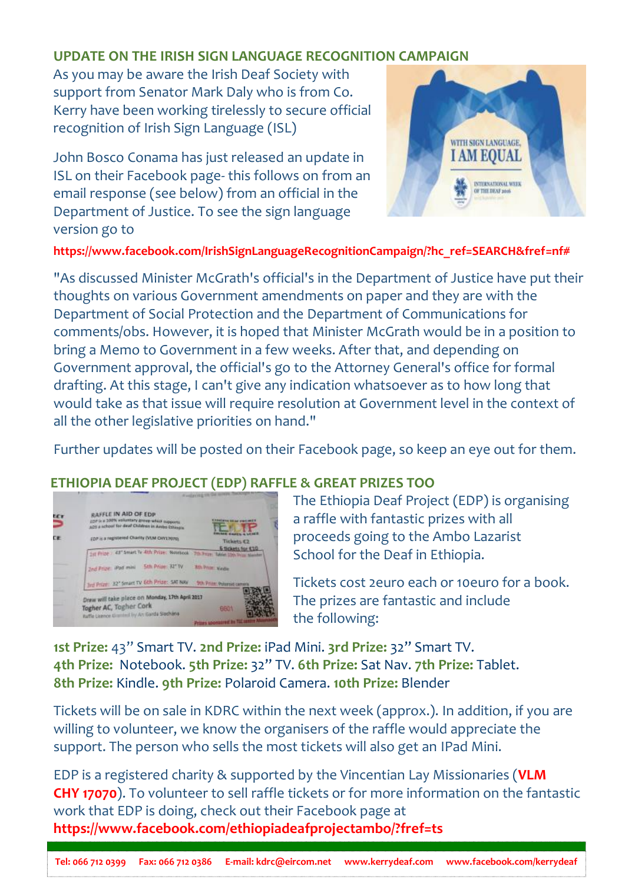## UPDATE ON THE IRISH SIGN LANGUAGE RECOGNITION CAMPAIGN

As you may be aware the Irish Deaf Society with support from Senator Mark Daly who is from Co. Kerry have been working tirelessly to secure official recognition of Irish Sign Language (ISL)

John Bosco Conama has just released an update in ISL on their Facebook page- this follows on from an email response (see below) from an official in the Department of Justice. To see the sign language version go to

**https://www.facebook.com/IrishSignLanguageRecognitionCampaign/?hc_ref=SEARCH&fref=nf#**

"As discussed Minister McGrath's official's in the Department of Justice have put their thoughts on various Government amendments on paper and they are with the Department of Social Protection and the Department of Communications for comments/obs. However, it is hoped that Minister McGrath would be in a position to bring a Memo to Government in a few weeks. After that, and depending on Government approval, the official's go to the Attorney General's office for formal drafting. At this stage, I can't give any indication whatsoever as to how long that would take as that issue will require resolution at Government level in the context of all the other legislative priorities on hand."

Further updates will be posted on their Facebook page, so keep an eye out for them.

## ETHIOPIA DEAF PROJECT (EDP) RAFFLE & GREAT PRIZES TOO

The Ethiopia Deaf Project (EDP) is organising a raffle with fantastic prizes with all proceeds going to the Ambo Lazarist School for the Deaf in Ethiopia.

Tickets cost 2euro each or 10euro for a book. The prizes are fantastic and include the following:

**1st Prize:** 43" Smart TV. **2nd Prize:** iPad Mini. **3rd Prize:** 32" Smart TV. **4th Prize:** Notebook. **5th Prize:** 32" TV. **6th Prize:** Sat Nav. **7th Prize:** Tablet. **8th Prize:** Kindle. **9th Prize:** Polaroid Camera. **10th Prize:** Blender

Tickets will be on sale in KDRC within the next week (approx.). In addition, if you are willing to volunteer, we know the organisers of the raffle would appreciate the support. The person who sells the most tickets will also get an IPad Mini.

EDP is a registered charity & supported by the Vincentian Lay Missionaries (**VLM CHY 17070**). To volunteer to sell raffle tickets or for more information on the fantastic work that EDP is doing, check out their Facebook page at **https://www.facebook.com/ethiopiadeafprojectambo/?fref=ts**

Tel: 066 712 0399 Fax: 066 712 0386 E-mail: kdrc@eircom.net www.kerrydeaf.com www.facebook.com/kerrydeaf